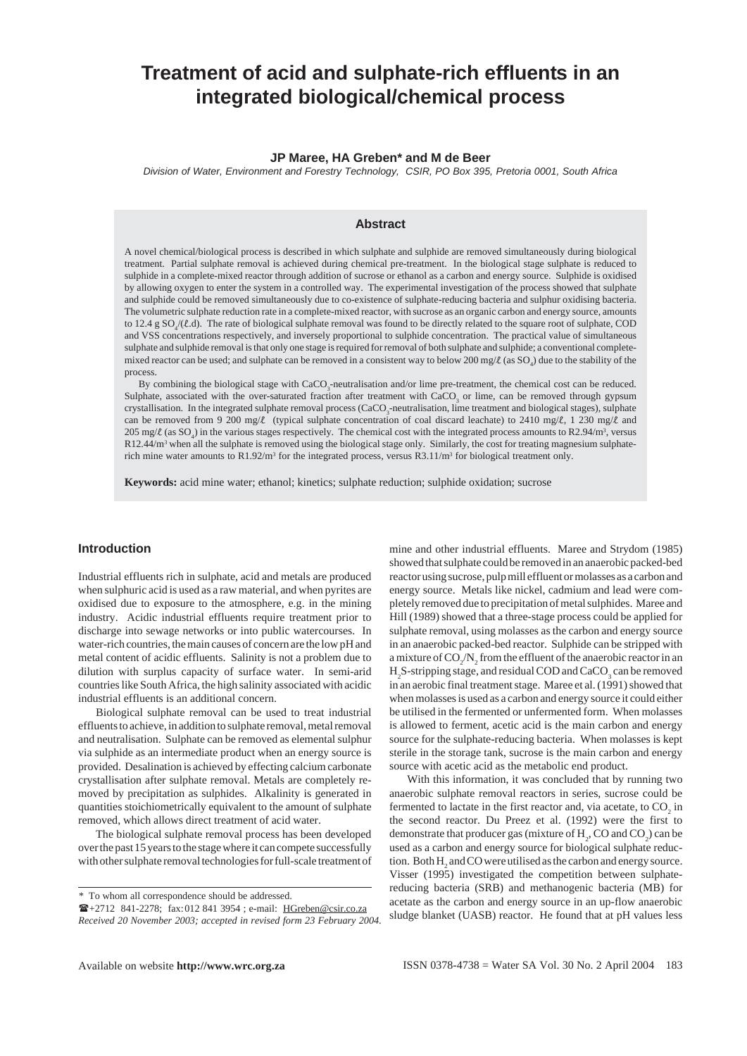# Treatment of acid and sulphate-rich effluents in an integrated biological/chemical process

**JP Maree, HA Greben* and M de Beer**

*Division of Water, Environment and Forestry Technology, CSIR, PO Box 395, Pretoria 0001, South Africa*

## Abstract

A novel chemical/biological process is described in which sulphate and sulphide are removed simultaneously during biological treatment. Partial sulphate removal is achieved during chemical pre-treatment. In the biological stage sulphate is reduced to sulphide in a complete-mixed reactor through addition of sucrose or ethanol as a carbon and energy source. Sulphide is oxidised by allowing oxygen to enter the system in a controlled way. The experimental investigation of the process showed that sulphate and sulphide could be removed simultaneously due to co-existence of sulphate-reducing bacteria and sulphur oxidising bacteria. The volumetric sulphate reduction rate in a complete-mixed reactor, with sucrose as an organic carbon and energy source, amounts to 12.4 g $SO_4$/(ℓ.d). The rate of biological sulphate removal was found to be directly related to the square root of sulphate, COD and VSS concentrations respectively, and inversely proportional to sulphide concentration. The practical value of simultaneous sulphate and sulphide removal is that only one stage is required for removal of both sulphate and sulphide; a conventional complete-mixed reactor can be used; and sulphate can be removed in a consistent way to below 200 mg/ℓ (as $SO_4$) due to the stability of the process.

By combining the biological stage with $CaCO_3$-neutralisation and/or lime pre-treatment, the chemical cost can be reduced. Sulphate, associated with the over-saturated fraction after treatment with $CaCO_3$ or lime, can be removed through gypsum crystallisation. In the integrated sulphate removal process ($CaCO_3$-neutralisation, lime treatment and biological stages), sulphate can be removed from 9 200 mg/ℓ (typical sulphate concentration of coal discard leachate) to 2410 mg/ℓ, 1 230 mg/ℓ and 205 mg/ℓ (as $SO_4$) in the various stages respectively. The chemical cost with the integrated process amounts to R2.94/m$^3$, versus R12.44/m$^3$ when all the sulphate is removed using the biological stage only. Similarly, the cost for treating magnesium sulphate-rich mine water amounts to R1.92/m$^3$ for the integrated process, versus R3.11/m$^3$ for biological treatment only.

**Keywords:** acid mine water; ethanol; kinetics; sulphate reduction; sulphide oxidation; sucrose

## Introduction

Industrial effluents rich in sulphate, acid and metals are produced when sulphuric acid is used as a raw material, and when pyrites are oxidised due to exposure to the atmosphere, e.g. in the mining industry. Acidic industrial effluents require treatment prior to discharge into sewage networks or into public watercourses. In water-rich countries, the main causes of concern are the low pH and metal content of acidic effluents. Salinity is not a problem due to dilution with surplus capacity of surface water. In semi-arid countries like South Africa, the high salinity associated with acidic industrial effluents is an additional concern.

Biological sulphate removal can be used to treat industrial effluents to achieve, in addition to sulphate removal, metal removal and neutralisation. Sulphate can be removed as elemental sulphur via sulphide as an intermediate product when an energy source is provided. Desalination is achieved by effecting calcium carbonate crystallisation after sulphate removal. Metals are completely removed by precipitation as sulphides. Alkalinity is generated in quantities stoichiometrically equivalent to the amount of sulphate removed, which allows direct treatment of acid water.

The biological sulphate removal process has been developed over the past 15 years to the stage where it can compete successfully with other sulphate removal technologies for full-scale treatment of mine and other industrial effluents. Maree and Strydom (1985) showed that sulphate could be removed in an anaerobic packed-bed reactor using sucrose, pulp mill effluent or molasses as a carbon and energy source. Metals like nickel, cadmium and lead were completely removed due to precipitation of metal sulphides. Maree and Hill (1989) showed that a three-stage process could be applied for sulphate removal, using molasses as the carbon and energy source in an anaerobic packed-bed reactor. Sulphide can be stripped with a mixture of $CO_2/N_2$ from the effluent of the anaerobic reactor in an $H_2S$-stripping stage, and residual COD and $CaCO_3$ can be removed in an aerobic final treatment stage. Maree et al. (1991) showed that when molasses is used as a carbon and energy source it could either be utilised in the fermented or unfermented form. When molasses is allowed to ferment, acetic acid is the main carbon and energy source for the sulphate-reducing bacteria. When molasses is kept sterile in the storage tank, sucrose is the main carbon and energy source with acetic acid as the metabolic end product.

With this information, it was concluded that by running two anaerobic sulphate removal reactors in series, sucrose could be fermented to lactate in the first reactor and, via acetate, to $CO_2$ in the second reactor. Du Preez et al. (1992) were the first to demonstrate that producer gas (mixture of $H_2$, CO and $CO_2$) can be used as a carbon and energy source for biological sulphate reduction. Both $H_2$ and CO were utilised as the carbon and energy source. Visser (1995) investigated the competition between sulphate-reducing bacteria (SRB) and methanogenic bacteria (MB) for acetate as the carbon and energy source in an up-flow anaerobic sludge blanket (UASB) reactor. He found that at pH values less

---

\* To whom all correspondence should be addressed.
☎+2712 841-2278; fax: 012 841 3954 ; e-mail: HGreben@csir.co.za
*Received 20 November 2003; accepted in revised form 23 February 2004.*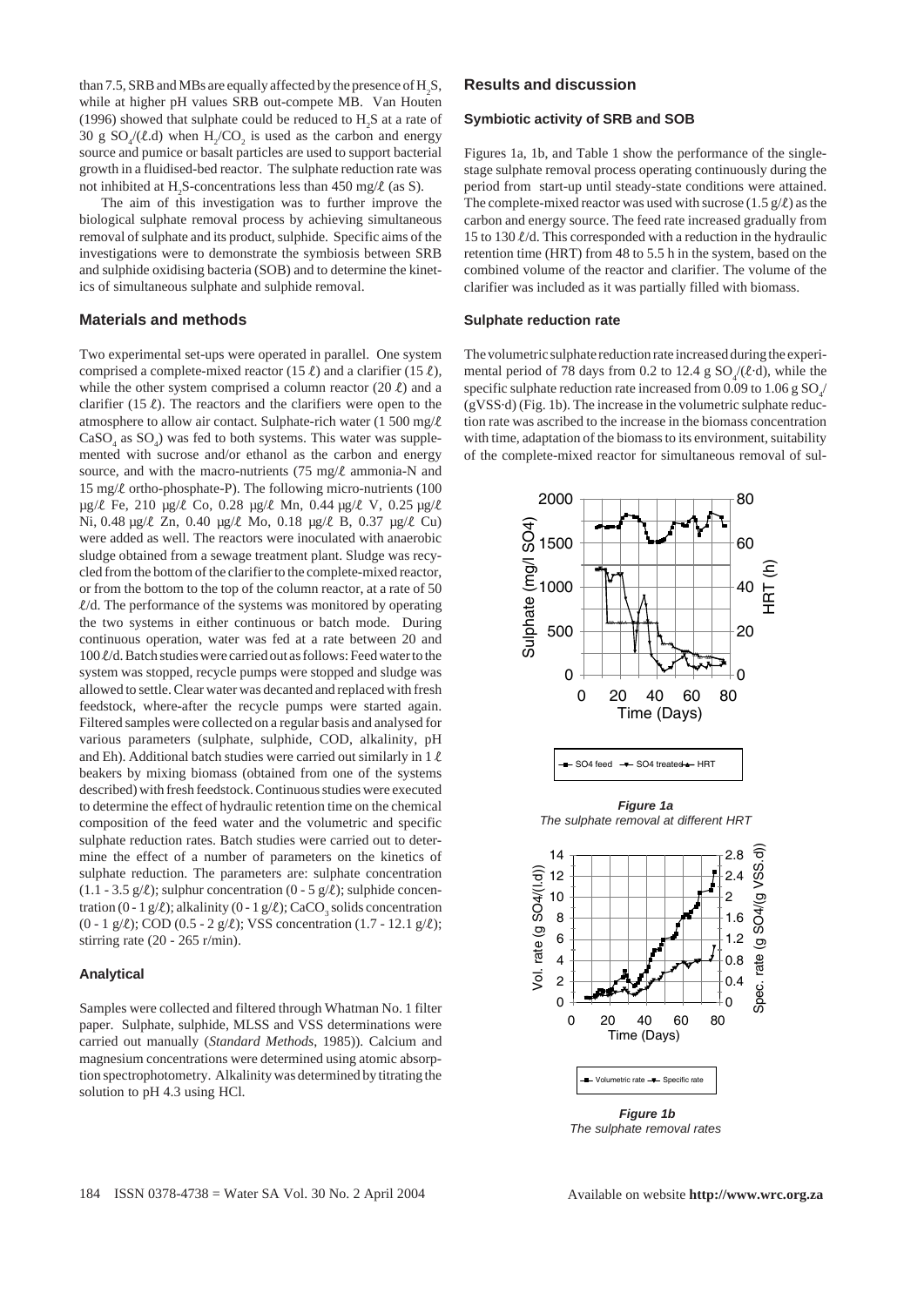than 7.5, SRB and MBs are equally affected by the presence of $H_2S$, while at higher pH values SRB out-compete MB. Van Houten (1996) showed that sulphate could be reduced to $H_2S$ at a rate of 30 g $SO_4$/(ℓ.d) when $H_2/CO_2$ is used as the carbon and energy source and pumice or basalt particles are used to support bacterial growth in a fluidised-bed reactor. The sulphate reduction rate was not inhibited at $H_2S$-concentrations less than 450 mg/ℓ (as S).

The aim of this investigation was to further improve the biological sulphate removal process by achieving simultaneous removal of sulphate and its product, sulphide. Specific aims of the investigations were to demonstrate the symbiosis between SRB and sulphide oxidising bacteria (SOB) and to determine the kinetics of simultaneous sulphate and sulphide removal.

## Materials and methods

Two experimental set-ups were operated in parallel. One system comprised a complete-mixed reactor (15 ℓ) and a clarifier (15 ℓ), while the other system comprised a column reactor (20 ℓ) and a clarifier (15 ℓ). The reactors and the clarifiers were open to the atmosphere to allow air contact. Sulphate-rich water (1 500 mg/ℓ $CaSO_4$ as $SO_4$) was fed to both systems. This water was supplemented with sucrose and/or ethanol as the carbon and energy source, and with the macro-nutrients (75 mg/ℓ ammonia-N and 15 mg/ℓ ortho-phosphate-P). The following micro-nutrients (100 µg/ℓ Fe, 210 µg/ℓ Co, 0.28 µg/ℓ Mn, 0.44 µg/ℓ V, 0.25 µg/ℓ Ni, 0.48 µg/ℓ Zn, 0.40 µg/ℓ Mo, 0.18 µg/ℓ B, 0.37 µg/ℓ Cu) were added as well. The reactors were inoculated with anaerobic sludge obtained from a sewage treatment plant. Sludge was recycled from the bottom of the clarifier to the complete-mixed reactor, or from the bottom to the top of the column reactor, at a rate of 50 ℓ/d. The performance of the systems was monitored by operating the two systems in either continuous or batch mode. During continuous operation, water was fed at a rate between 20 and 100 ℓ/d. Batch studies were carried out as follows: Feed water to the system was stopped, recycle pumps were stopped and sludge was allowed to settle. Clear water was decanted and replaced with fresh feedstock, where-after the recycle pumps were started again. Filtered samples were collected on a regular basis and analysed for various parameters (sulphate, sulphide, COD, alkalinity, pH and Eh). Additional batch studies were carried out similarly in 1 ℓ beakers by mixing biomass (obtained from one of the systems described) with fresh feedstock. Continuous studies were executed to determine the effect of hydraulic retention time on the chemical composition of the feed water and the volumetric and specific sulphate reduction rates. Batch studies were carried out to determine the effect of a number of parameters on the kinetics of sulphate reduction. The parameters are: sulphate concentration (1.1 - 3.5 g/ℓ); sulphur concentration (0 - 5 g/ℓ); sulphide concentration (0 - 1 g/ℓ); alkalinity (0 - 1 g/ℓ); $CaCO_3$ solids concentration (0 - 1 g/ℓ); COD (0.5 - 2 g/ℓ); VSS concentration (1.7 - 12.1 g/ℓ); stirring rate (20 - 265 r/min).

### Analytical

Samples were collected and filtered through Whatman No. 1 filter paper. Sulphate, sulphide, MLSS and VSS determinations were carried out manually (*Standard Methods*, 1985)). Calcium and magnesium concentrations were determined using atomic absorption spectrophotometry. Alkalinity was determined by titrating the solution to pH 4.3 using HCl.

## Results and discussion

### Symbiotic activity of SRB and SOB

Figures 1a, 1b, and Table 1 show the performance of the single-stage sulphate removal process operating continuously during the period from start-up until steady-state conditions were attained. The complete-mixed reactor was used with sucrose (1.5 g/ℓ) as the carbon and energy source. The feed rate increased gradually from 15 to 130 ℓ/d. This corresponded with a reduction in the hydraulic retention time (HRT) from 48 to 5.5 h in the system, based on the combined volume of the reactor and clarifier. The volume of the clarifier was included as it was partially filled with biomass.

### Sulphate reduction rate

The volumetric sulphate reduction rate increased during the experimental period of 78 days from 0.2 to 12.4 g $SO_4$/(ℓ·d), while the specific sulphate reduction rate increased from 0.09 to 1.06 g $SO_4$/(gVSS·d) (Fig. 1b). The increase in the volumetric sulphate reduction rate was ascribed to the increase in the biomass concentration with time, adaptation of the biomass to its environment, suitability of the complete-mixed reactor for simultaneous removal of sul-

***Figure 1a***
*The sulphate removal at different HRT*

***Figure 1b***
*The sulphate removal rates*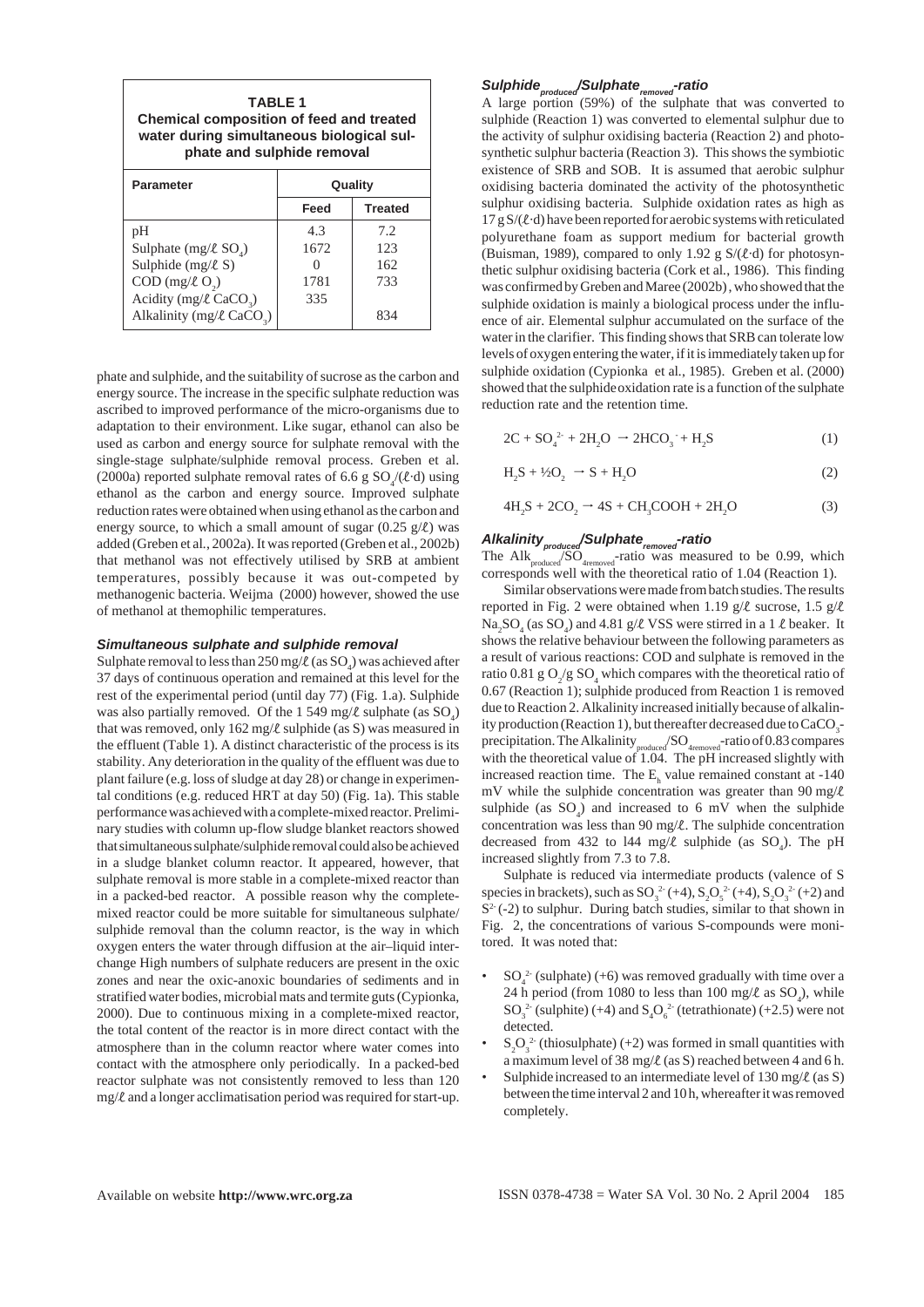**TABLE 1**
**Chemical composition of feed and treated water during simultaneous biological sulphate and sulphide removal**

| Parameter | Quality | |
|---|---|---|
| | Feed | Treated |
| pH | 4.3 | 7.2 |
| Sulphate (mg/ℓ $SO_4$) | 1672 | 123 |
| Sulphide (mg/ℓ S) | 0 | 162 |
| COD (mg/ℓ $O_2$) | 1781 | 733 |
| Acidity (mg/ℓ $CaCO_3$) | 335 | |
| Alkalinity (mg/ℓ $CaCO_3$) | | 834 |

phate and sulphide, and the suitability of sucrose as the carbon and energy source. The increase in the specific sulphate reduction was ascribed to improved performance of the micro-organisms due to adaptation to their environment. Like sugar, ethanol can also be used as carbon and energy source for sulphate removal with the single-stage sulphate/sulphide removal process. Greben et al. (2000a) reported sulphate removal rates of 6.6 g $SO_4$/(ℓ·d) using ethanol as the carbon and energy source. Improved sulphate reduction rates were obtained when using ethanol as the carbon and energy source, to which a small amount of sugar (0.25 g/ℓ) was added (Greben et al., 2002a). It was reported (Greben et al., 2002b) that methanol was not effectively utilised by SRB at ambient temperatures, possibly because it was out-competed by methanogenic bacteria. Weijma (2000) however, showed the use of methanol at themophilic temperatures.

### *Simultaneous sulphate and sulphide removal*

Sulphate removal to less than 250 mg/ℓ (as $SO_4$) was achieved after 37 days of continuous operation and remained at this level for the rest of the experimental period (until day 77) (Fig. 1.a). Sulphide was also partially removed. Of the 1 549 mg/ℓ sulphate (as $SO_4$) that was removed, only 162 mg/ℓ sulphide (as S) was measured in the effluent (Table 1). A distinct characteristic of the process is its stability. Any deterioration in the quality of the effluent was due to plant failure (e.g. loss of sludge at day 28) or change in experimental conditions (e.g. reduced HRT at day 50) (Fig. 1a). This stable performance was achieved with a complete-mixed reactor. Preliminary studies with column up-flow sludge blanket reactors showed that simultaneous sulphate/sulphide removal could also be achieved in a sludge blanket column reactor. It appeared, however, that sulphate removal is more stable in a complete-mixed reactor than in a packed-bed reactor. A possible reason why the complete-mixed reactor could be more suitable for simultaneous sulphate/ sulphide removal than the column reactor, is the way in which oxygen enters the water through diffusion at the air–liquid interchange High numbers of sulphate reducers are present in the oxic zones and near the oxic-anoxic boundaries of sediments and in stratified water bodies, microbial mats and termite guts (Cypionka, 2000). Due to continuous mixing in a complete-mixed reactor, the total content of the reactor is in more direct contact with the atmosphere than in the column reactor where water comes into contact with the atmosphere only periodically. In a packed-bed reactor sulphate was not consistently removed to less than 120 mg/ℓ and a longer acclimatisation period was required for start-up.

### *Sulphide$_{produced}$/Sulphate$_{removed}$-ratio*

A large portion (59%) of the sulphate that was converted to sulphide (Reaction 1) was converted to elemental sulphur due to the activity of sulphur oxidising bacteria (Reaction 2) and photosynthetic sulphur bacteria (Reaction 3). This shows the symbiotic existence of SRB and SOB. It is assumed that aerobic sulphur oxidising bacteria dominated the activity of the photosynthetic sulphur oxidising bacteria. Sulphide oxidation rates as high as 17 g S/(ℓ·d) have been reported for aerobic systems with reticulated polyurethane foam as support medium for bacterial growth (Buisman, 1989), compared to only 1.92 g S/(ℓ·d) for photosynthetic sulphur oxidising bacteria (Cork et al., 1986). This finding was confirmed by Greben and Maree (2002b), who showed that the sulphide oxidation is mainly a biological process under the influence of air. Elemental sulphur accumulated on the surface of the water in the clarifier. This finding shows that SRB can tolerate low levels of oxygen entering the water, if it is immediately taken up for sulphide oxidation (Cypionka et al., 1985). Greben et al. (2000) showed that the sulphide oxidation rate is a function of the sulphate reduction rate and the retention time.

$$2C + SO_4^{2-} + 2H_2O \rightarrow 2HCO_3^- + H_2S \qquad (1)$$

$$H_2S + ½O_2 \rightarrow S + H_2O \qquad (2)$$

$$4H_2S + 2CO_2 \rightarrow 4S + CH_3COOH + 2H_2O \qquad (3)$$

### *Alkalinity$_{produced}$/Sulphate$_{removed}$-ratio*

The Alk$_{produced}$/$SO_{4removed}$-ratio was measured to be 0.99, which corresponds well with the theoretical ratio of 1.04 (Reaction 1).

Similar observations were made from batch studies. The results reported in Fig. 2 were obtained when 1.19 g/ℓ sucrose, 1.5 g/ℓ $Na_2SO_4$ (as $SO_4$) and 4.81 g/ℓ VSS were stirred in a 1 ℓ beaker. It shows the relative behaviour between the following parameters as a result of various reactions: COD and sulphate is removed in the ratio 0.81 g $O_2$/g $SO_4$ which compares with the theoretical ratio of 0.67 (Reaction 1); sulphide produced from Reaction 1 is removed due to Reaction 2. Alkalinity increased initially because of alkalinity production (Reaction 1), but thereafter decreased due to $CaCO_3$-precipitation. The Alkalinity$_{produced}$/$SO_{4removed}$-ratio of 0.83 compares with the theoretical value of 1.04. The pH increased slightly with increased reaction time. The $E_h$ value remained constant at -140 mV while the sulphide concentration was greater than 90 mg/ℓ sulphide (as $SO_4$) and increased to 6 mV when the sulphide concentration was less than 90 mg/ℓ. The sulphide concentration decreased from 432 to l44 mg/ℓ sulphide (as $SO_4$). The pH increased slightly from 7.3 to 7.8.

Sulphate is reduced via intermediate products (valence of S species in brackets), such as $SO_3^{2-}$ (+4), $S_2O_5^{2-}$ (+4), $S_2O_3^{2-}$ (+2) and $S^{2-}$ (-2) to sulphur. During batch studies, similar to that shown in Fig. 2, the concentrations of various S-compounds were monitored. It was noted that:

- $SO_4^{2-}$ (sulphate) (+6) was removed gradually with time over a 24 h period (from 1080 to less than 100 mg/ℓ as $SO_4$), while $SO_3^{2-}$ (sulphite) (+4) and $S_4O_6^{2-}$ (tetrathionate) (+2.5) were not detected.
- $S_2O_3^{2-}$ (thiosulphate) (+2) was formed in small quantities with a maximum level of 38 mg/ℓ (as S) reached between 4 and 6 h.
- Sulphide increased to an intermediate level of 130 mg/ℓ (as S) between the time interval 2 and 10 h, whereafter it was removed completely.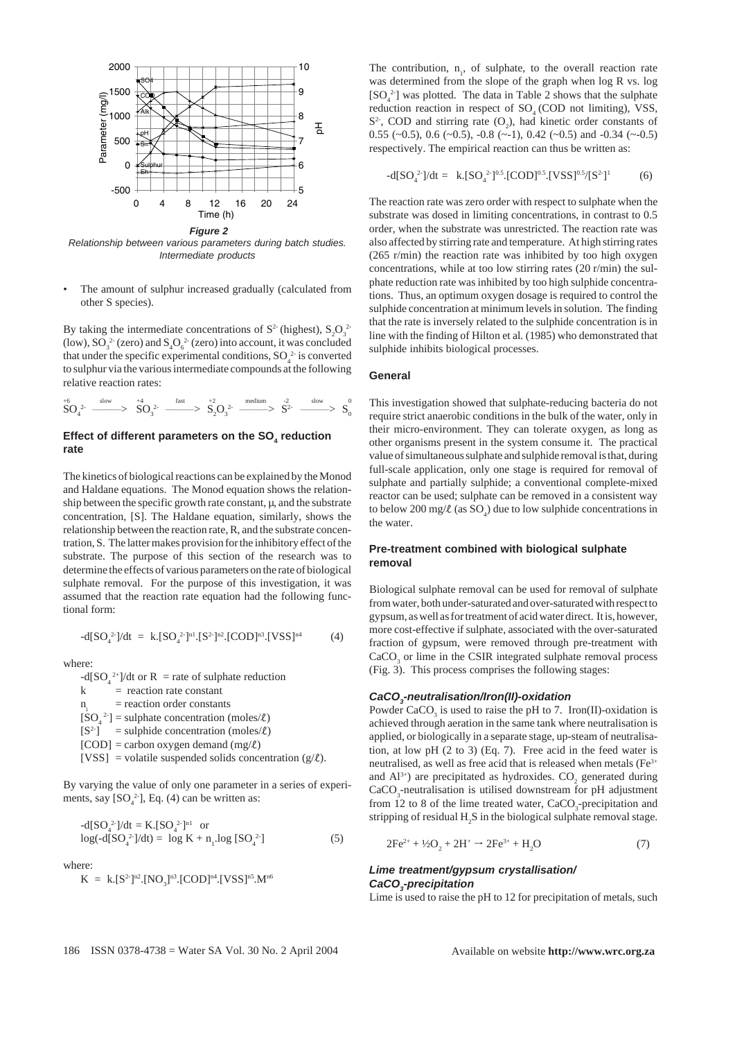**Figure 2**
*Relationship between various parameters during batch studies. Intermediate products*

- The amount of sulphur increased gradually (calculated from other S species).

By taking the intermediate concentrations of $S^{2-}$ (highest), $S_2O_3^{2-}$ (low), $SO_3^{2-}$ (zero) and $S_4O_6^{2-}$ (zero) into account, it was concluded that under the specific experimental conditions, $SO_4^{2-}$ is converted to sulphur via the various intermediate compounds at the following relative reaction rates:

$$\overset{+6}{SO_4^{2-}} \xrightarrow{\text{slow}} \overset{+4}{SO_3^{2-}} \xrightarrow{\text{fast}} \overset{+2}{S_2O_3^{2-}} \xrightarrow{\text{medium}} \overset{-2}{S^{2-}} \xrightarrow{\text{slow}} \overset{0}{S_0}$$

### Effect of different parameters on the $SO_4$ reduction rate

The kinetics of biological reactions can be explained by the Monod and Haldane equations. The Monod equation shows the relationship between the specific growth rate constant, μ, and the substrate concentration, [S]. The Haldane equation, similarly, shows the relationship between the reaction rate, R, and the substrate concentration, S. The latter makes provision for the inhibitory effect of the substrate. The purpose of this section of the research was to determine the effects of various parameters on the rate of biological sulphate removal. For the purpose of this investigation, it was assumed that the reaction rate equation had the following functional form:

$$-d[SO_4^{2-}]/dt = k.[SO_4^{2-}]^{n1}.[S^{2-}]^{n2}.[COD]^{n3}.[VSS]^{n4} \qquad (4)$$

where:

$-d[SO_4^{2+}]/dt$ or R = rate of sulphate reduction
k = reaction rate constant
$n_i$ = reaction order constants
$[SO_4^{2-}]$ = sulphate concentration (moles/ℓ)
$[S^{2-}]$ = sulphide concentration (moles/ℓ)
[COD] = carbon oxygen demand (mg/ℓ)
[VSS] = volatile suspended solids concentration (g/ℓ).

By varying the value of only one parameter in a series of experiments, say $[SO_4^{2-}]$, Eq. (4) can be written as:

$$-d[SO_4^{2-}]/dt = K.[SO_4^{2-}]^{n1} \text{ or}$$
$$\log(-d[SO_4^{2-}]/dt) = \log K + n_1.\log [SO_4^{2-}] \qquad (5)$$

where:

$$K = k.[S^{2-}]^{n2}.[NO_3]^{n3}.[COD]^{n4}.[VSS]^{n5}.M^{n6}$$

The contribution, $n_1$, of sulphate, to the overall reaction rate was determined from the slope of the graph when log R vs. log $[SO_4^{2-}]$ was plotted. The data in Table 2 shows that the sulphate reduction reaction in respect of $SO_4$ (COD not limiting), VSS, $S^{2-}$, COD and stirring rate ($O_2$), had kinetic order constants of 0.55 (~0.5), 0.6 (~0.5), -0.8 (~-1), 0.42 (~0.5) and -0.34 (~-0.5) respectively. The empirical reaction can thus be written as:

$$-d[SO_4^{2-}]/dt = k.[SO_4^{2-}]^{0.5}.[COD]^{0.5}.[VSS]^{0.5}/[S^{2-}]^1 \qquad (6)$$

The reaction rate was zero order with respect to sulphate when the substrate was dosed in limiting concentrations, in contrast to 0.5 order, when the substrate was unrestricted. The reaction rate was also affected by stirring rate and temperature. At high stirring rates (265 r/min) the reaction rate was inhibited by too high oxygen concentrations, while at too low stirring rates (20 r/min) the sulphate reduction rate was inhibited by too high sulphide concentrations. Thus, an optimum oxygen dosage is required to control the sulphide concentration at minimum levels in solution. The finding that the rate is inversely related to the sulphide concentration is in line with the finding of Hilton et al. (1985) who demonstrated that sulphide inhibits biological processes.

### General

This investigation showed that sulphate-reducing bacteria do not require strict anaerobic conditions in the bulk of the water, only in their micro-environment. They can tolerate oxygen, as long as other organisms present in the system consume it. The practical value of simultaneous sulphate and sulphide removal is that, during full-scale application, only one stage is required for removal of sulphate and partially sulphide; a conventional complete-mixed reactor can be used; sulphate can be removed in a consistent way to below 200 mg/ℓ (as $SO_4$) due to low sulphide concentrations in the water.

### Pre-treatment combined with biological sulphate removal

Biological sulphate removal can be used for removal of sulphate from water, both under-saturated and over-saturated with respect to gypsum, as well as for treatment of acid water direct. It is, however, more cost-effective if sulphate, associated with the over-saturated fraction of gypsum, were removed through pre-treatment with $CaCO_3$ or lime in the CSIR integrated sulphate removal process (Fig. 3). This process comprises the following stages:

#### *$CaCO_3$-neutralisation/Iron(II)-oxidation*

Powder $CaCO_3$ is used to raise the pH to 7. Iron(II)-oxidation is achieved through aeration in the same tank where neutralisation is applied, or biologically in a separate stage, up-steam of neutralisation, at low pH (2 to 3) (Eq. 7). Free acid in the feed water is neutralised, as well as free acid that is released when metals ($Fe^{3+}$ and $Al^{3+}$) are precipitated as hydroxides. $CO_2$ generated during $CaCO_3$-neutralisation is utilised downstream for pH adjustment from 12 to 8 of the lime treated water, $CaCO_3$-precipitation and stripping of residual $H_2S$ in the biological sulphate removal stage.

$$2Fe^{2+} + ½O_2 + 2H^+ \rightarrow 2Fe^{3+} + H_2O \qquad (7)$$

#### *Lime treatment/gypsum crystallisation/ $CaCO_3$-precipitation*

Lime is used to raise the pH to 12 for precipitation of metals, such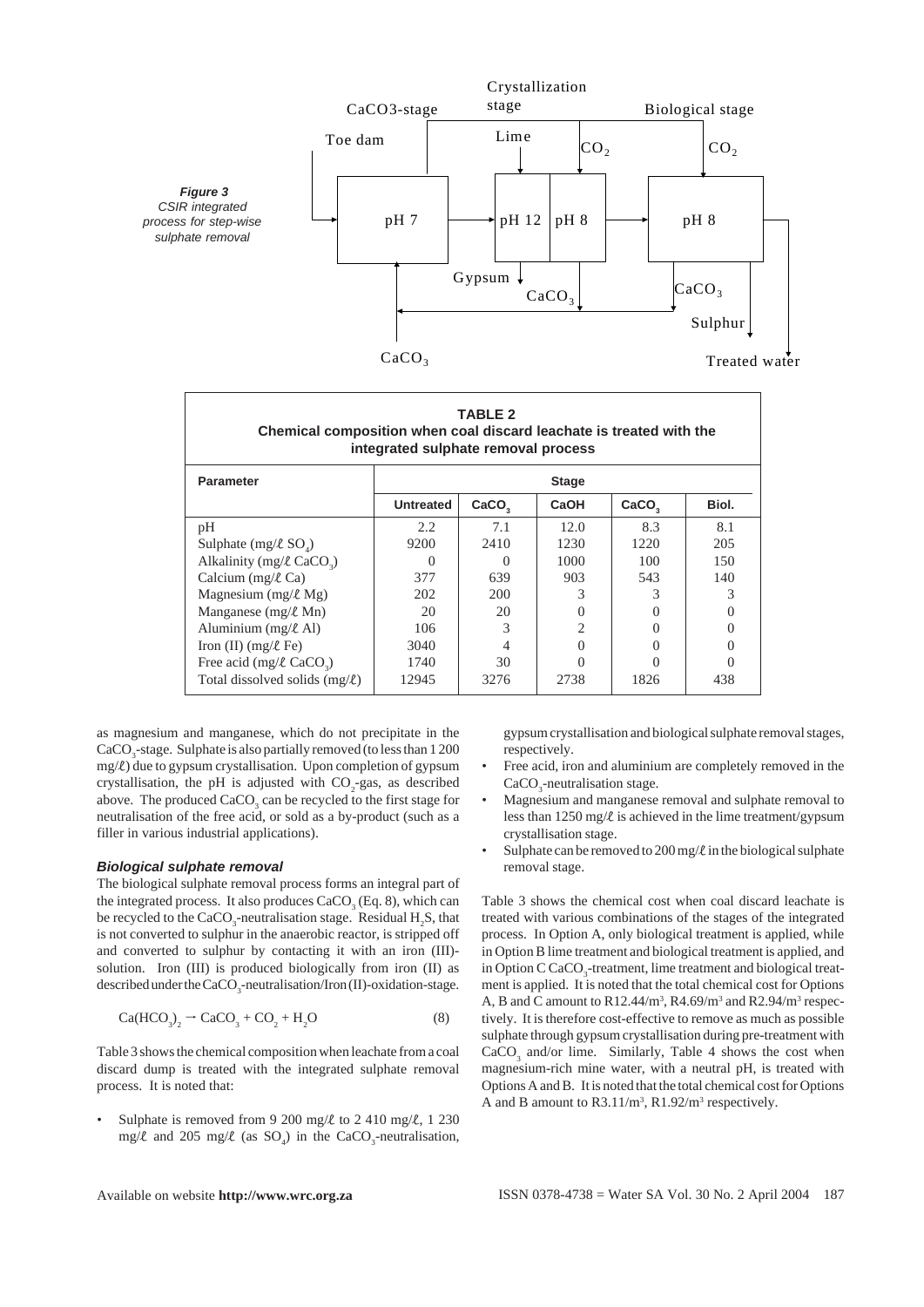*Figure 3*
*CSIR integrated process for step-wise sulphate removal*

| TABLE 2 | | | | | |
|---|---|---|---|---|---|
| **Chemical composition when coal discard leachate is treated with the integrated sulphate removal process** | | | | | |
| **Parameter** | **Stage** | | | | |
| | **Untreated** | **$CaCO_3$** | **CaOH** | **$CaCO_3$** | **Biol.** |
| pH | 2.2 | 7.1 | 12.0 | 8.3 | 8.1 |
| Sulphate (mg/ℓ $SO_4$) | 9200 | 2410 | 1230 | 1220 | 205 |
| Alkalinity (mg/ℓ $CaCO_3$) | 0 | 0 | 1000 | 100 | 150 |
| Calcium (mg/ℓ Ca) | 377 | 639 | 903 | 543 | 140 |
| Magnesium (mg/ℓ Mg) | 202 | 200 | 3 | 3 | 3 |
| Manganese (mg/ℓ Mn) | 20 | 20 | 0 | 0 | 0 |
| Aluminium (mg/ℓ Al) | 106 | 3 | 2 | 0 | 0 |
| Iron (II) (mg/ℓ Fe) | 3040 | 4 | 0 | 0 | 0 |
| Free acid (mg/ℓ $CaCO_3$) | 1740 | 30 | 0 | 0 | 0 |
| Total dissolved solids (mg/ℓ) | 12945 | 3276 | 2738 | 1826 | 438 |

as magnesium and manganese, which do not precipitate in the $CaCO_3$-stage. Sulphate is also partially removed (to less than 1 200 mg/ℓ) due to gypsum crystallisation. Upon completion of gypsum crystallisation, the pH is adjusted with $CO_2$-gas, as described above. The produced $CaCO_3$ can be recycled to the first stage for neutralisation of the free acid, or sold as a by-product (such as a filler in various industrial applications).

### *Biological sulphate removal*

The biological sulphate removal process forms an integral part of the integrated process. It also produces $CaCO_3$ (Eq. 8), which can be recycled to the $CaCO_3$-neutralisation stage. Residual $H_2S$, that is not converted to sulphur in the anaerobic reactor, is stripped off and converted to sulphur by contacting it with an iron (III)-solution. Iron (III) is produced biologically from iron (II) as described under the $CaCO_3$-neutralisation/Iron (II)-oxidation-stage.

$$Ca(HCO_3)_2 \rightarrow CaCO_3 + CO_2 + H_2O \qquad (8)$$

Table 3 shows the chemical composition when leachate from a coal discard dump is treated with the integrated sulphate removal process. It is noted that:

- Sulphate is removed from 9 200 mg/ℓ to 2 410 mg/ℓ, 1 230 mg/ℓ and 205 mg/ℓ (as $SO_4$) in the $CaCO_3$-neutralisation, gypsum crystallisation and biological sulphate removal stages, respectively.
- Free acid, iron and aluminium are completely removed in the $CaCO_3$-neutralisation stage.
- Magnesium and manganese removal and sulphate removal to less than 1250 mg/ℓ is achieved in the lime treatment/gypsum crystallisation stage.
- Sulphate can be removed to 200 mg/ℓ in the biological sulphate removal stage.

Table 3 shows the chemical cost when coal discard leachate is treated with various combinations of the stages of the integrated process. In Option A, only biological treatment is applied, while in Option B lime treatment and biological treatment is applied, and in Option C $CaCO_3$-treatment, lime treatment and biological treatment is applied. It is noted that the total chemical cost for Options A, B and C amount to R12.44/m$^3$, R4.69/m$^3$ and R2.94/m$^3$ respectively. It is therefore cost-effective to remove as much as possible sulphate through gypsum crystallisation during pre-treatment with $CaCO_3$ and/or lime. Similarly, Table 4 shows the cost when magnesium-rich mine water, with a neutral pH, is treated with Options A and B. It is noted that the total chemical cost for Options A and B amount to R3.11/m$^3$, R1.92/m$^3$ respectively.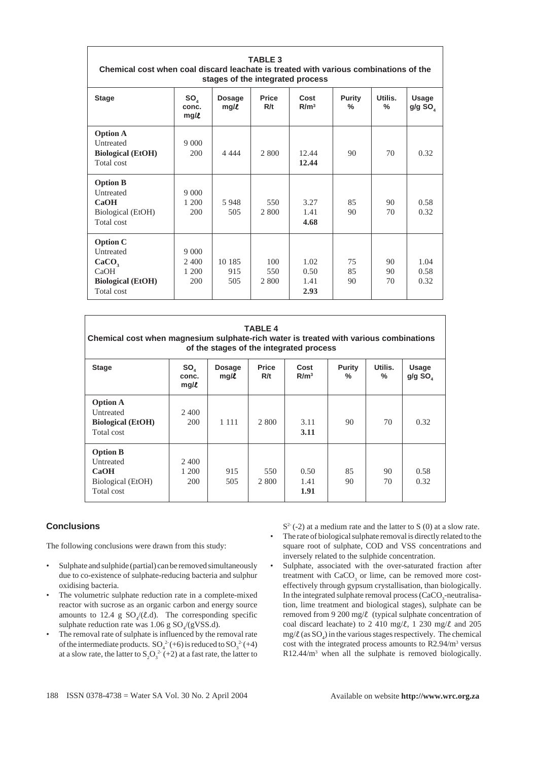**TABLE 3**
**Chemical cost when coal discard leachate is treated with various combinations of the stages of the integrated process**

| Stage | $SO_4$ conc. mg/ℓ | Dosage mg/ℓ | Price R/t | Cost R/m³ | Purity % | Utilis. % | Usage g/g $SO_4$ |
|---|---|---|---|---|---|---|---|
| **Option A** | | | | | | | |
| Untreated | 9 000 | | | | | | |
| **Biological (EtOH)** | 200 | 4 444 | 2 800 | 12.44 | 90 | 70 | 0.32 |
| Total cost | | | | **12.44** | | | |
| **Option B** | | | | | | | |
| Untreated | 9 000 | | | | | | |
| **CaOH** | 1 200 | 5 948 | 550 | 3.27 | 85 | 90 | 0.58 |
| Biological (EtOH) | 200 | 505 | 2 800 | 1.41 | 90 | 70 | 0.32 |
| Total cost | | | | **4.68** | | | |
| **Option C** | | | | | | | |
| Untreated | 9 000 | | | | | | |
| **$CaCO_3$** | 2 400 | 10 185 | 100 | 1.02 | 75 | 90 | 1.04 |
| CaOH | 1 200 | 915 | 550 | 0.50 | 85 | 90 | 0.58 |
| **Biological (EtOH)** | 200 | 505 | 2 800 | 1.41 | 90 | 70 | 0.32 |
| Total cost | | | | **2.93** | | | |

**TABLE 4**
**Chemical cost when magnesium sulphate-rich water is treated with various combinations of the stages of the integrated process**

| Stage | $SO_4$ conc. mg/ℓ | Dosage mg/ℓ | Price R/t | Cost R/m³ | Purity % | Utilis. % | Usage g/g $SO_4$ |
|---|---|---|---|---|---|---|---|
| **Option A** | | | | | | | |
| Untreated | 2 400 | | | | | | |
| **Biological (EtOH)** | 200 | 1 111 | 2 800 | 3.11 | 90 | 70 | 0.32 |
| Total cost | | | | **3.11** | | | |
| **Option B** | | | | | | | |
| Untreated | 2 400 | | | | | | |
| **CaOH** | 1 200 | 915 | 550 | 0.50 | 85 | 90 | 0.58 |
| Biological (EtOH) | 200 | 505 | 2 800 | 1.41 | 90 | 70 | 0.32 |
| Total cost | | | | **1.91** | | | |

## Conclusions

The following conclusions were drawn from this study:

- Sulphate and sulphide (partial) can be removed simultaneously due to co-existence of sulphate-reducing bacteria and sulphur oxidising bacteria.
- The volumetric sulphate reduction rate in a complete-mixed reactor with sucrose as an organic carbon and energy source amounts to 12.4 g $SO_4$/(ℓ.d). The corresponding specific sulphate reduction rate was 1.06 g $SO_4$/(gVSS.d).
- The removal rate of sulphate is influenced by the removal rate of the intermediate products. $SO_4^{2-}$ (+6) is reduced to $SO_3^{2-}$ (+4) at a slow rate, the latter to $S_2O_3^{2-}$ (+2) at a fast rate, the latter to $S^{2-}$ (-2) at a medium rate and the latter to S (0) at a slow rate.
- The rate of biological sulphate removal is directly related to the square root of sulphate, COD and VSS concentrations and inversely related to the sulphide concentration.
- Sulphate, associated with the over-saturated fraction after treatment with $CaCO_3$ or lime, can be removed more cost-effectively through gypsum crystallisation, than biologically. In the integrated sulphate removal process ($CaCO_3$-neutralisation, lime treatment and biological stages), sulphate can be removed from 9 200 mg/ℓ (typical sulphate concentration of coal discard leachate) to 2 410 mg/ℓ, 1 230 mg/ℓ and 205 mg/ℓ (as $SO_4$) in the various stages respectively. The chemical cost with the integrated process amounts to R2.94/m³ versus R12.44/m³ when all the sulphate is removed biologically.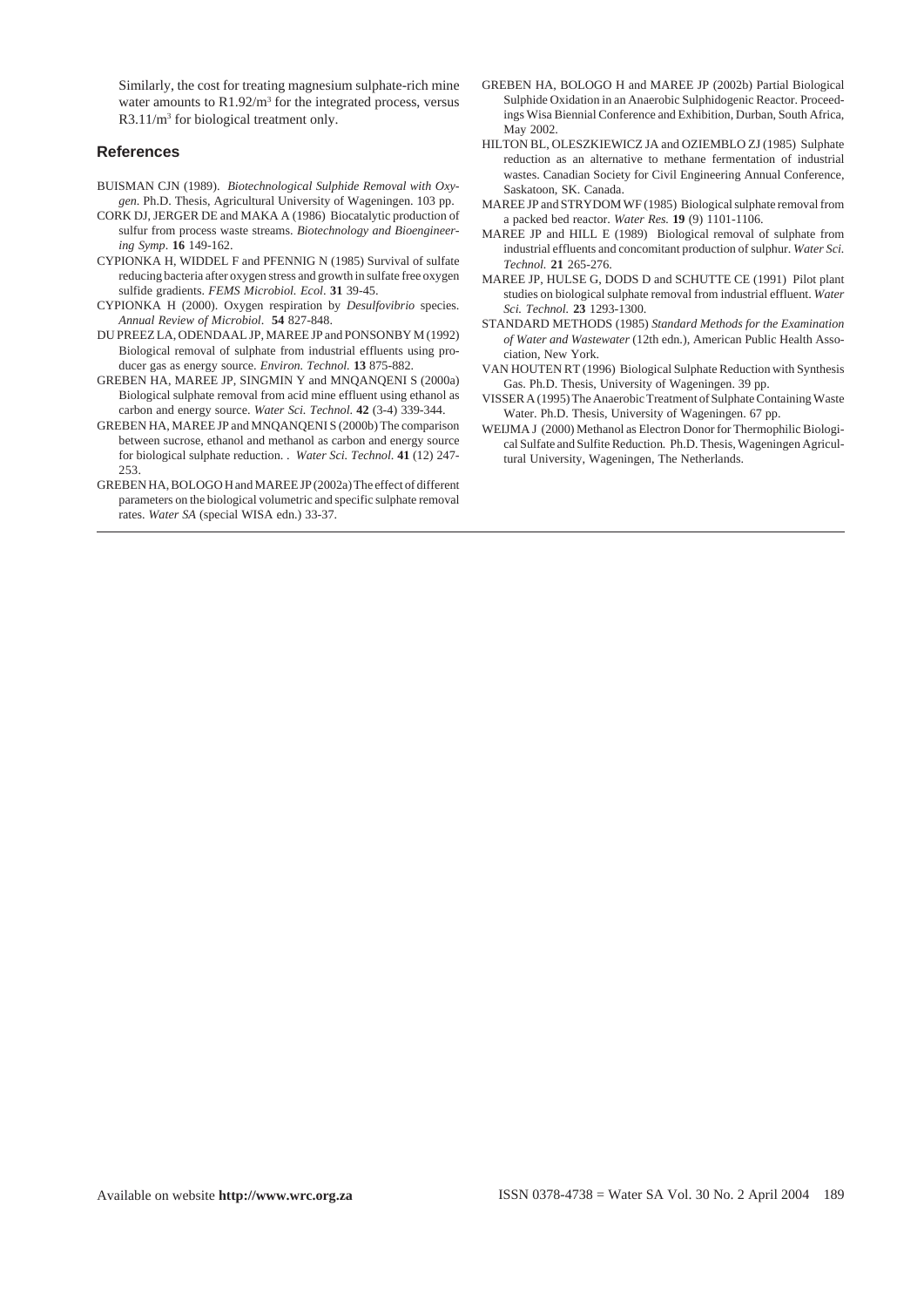Similarly, the cost for treating magnesium sulphate-rich mine water amounts to R1.92/$m^3$ for the integrated process, versus R3.11/$m^3$ for biological treatment only.

## References

BUISMAN CJN (1989). *Biotechnological Sulphide Removal with Oxygen.* Ph.D. Thesis, Agricultural University of Wageningen. 103 pp.

CORK DJ, JERGER DE and MAKA A (1986) Biocatalytic production of sulfur from process waste streams. *Biotechnology and Bioengineering Symp*. **16** 149-162.

CYPIONKA H, WIDDEL F and PFENNIG N (1985) Survival of sulfate reducing bacteria after oxygen stress and growth in sulfate free oxygen sulfide gradients. *FEMS Microbiol. Ecol*. **31** 39-45.

CYPIONKA H (2000). Oxygen respiration by *Desulfovibrio* species. *Annual Review of Microbiol*. **54** 827-848.

DU PREEZ LA, ODENDAAL JP, MAREE JP and PONSONBY M (1992) Biological removal of sulphate from industrial effluents using producer gas as energy source. *Environ. Technol.* **13** 875-882.

GREBEN HA, MAREE JP, SINGMIN Y and MNQANQENI S (2000a) Biological sulphate removal from acid mine effluent using ethanol as carbon and energy source. *Water Sci. Technol*. **42** (3-4) 339-344.

GREBEN HA, MAREE JP and MNQANQENI S (2000b) The comparison between sucrose, ethanol and methanol as carbon and energy source for biological sulphate reduction. . *Water Sci. Technol.* **41** (12) 247-253.

GREBEN HA, BOLOGO H and MAREE JP (2002a) The effect of different parameters on the biological volumetric and specific sulphate removal rates. *Water SA* (special WISA edn.) 33-37.

GREBEN HA, BOLOGO H and MAREE JP (2002b) Partial Biological Sulphide Oxidation in an Anaerobic Sulphidogenic Reactor. Proceedings Wisa Biennial Conference and Exhibition, Durban, South Africa, May 2002.

HILTON BL, OLESZKIEWICZ JA and OZIEMBLO ZJ (1985) Sulphate reduction as an alternative to methane fermentation of industrial wastes. Canadian Society for Civil Engineering Annual Conference, Saskatoon, SK. Canada.

MAREE JP and STRYDOM WF (1985) Biological sulphate removal from a packed bed reactor. *Water Res.* **19** (9) 1101-1106.

MAREE JP and HILL E (1989) Biological removal of sulphate from industrial effluents and concomitant production of sulphur. *Water Sci. Technol.* **21** 265-276.

MAREE JP, HULSE G, DODS D and SCHUTTE CE (1991) Pilot plant studies on biological sulphate removal from industrial effluent. *Water Sci. Technol.* **23** 1293-1300.

STANDARD METHODS (1985) *Standard Methods for the Examination of Water and Wastewater* (12th edn.), American Public Health Association, New York.

VAN HOUTEN RT (1996) Biological Sulphate Reduction with Synthesis Gas. Ph.D. Thesis, University of Wageningen. 39 pp.

VISSER A (1995) The Anaerobic Treatment of Sulphate Containing Waste Water. Ph.D. Thesis, University of Wageningen. 67 pp.

WEIJMA J (2000) Methanol as Electron Donor for Thermophilic Biological Sulfate and Sulfite Reduction. Ph.D. Thesis, Wageningen Agricultural University, Wageningen, The Netherlands.